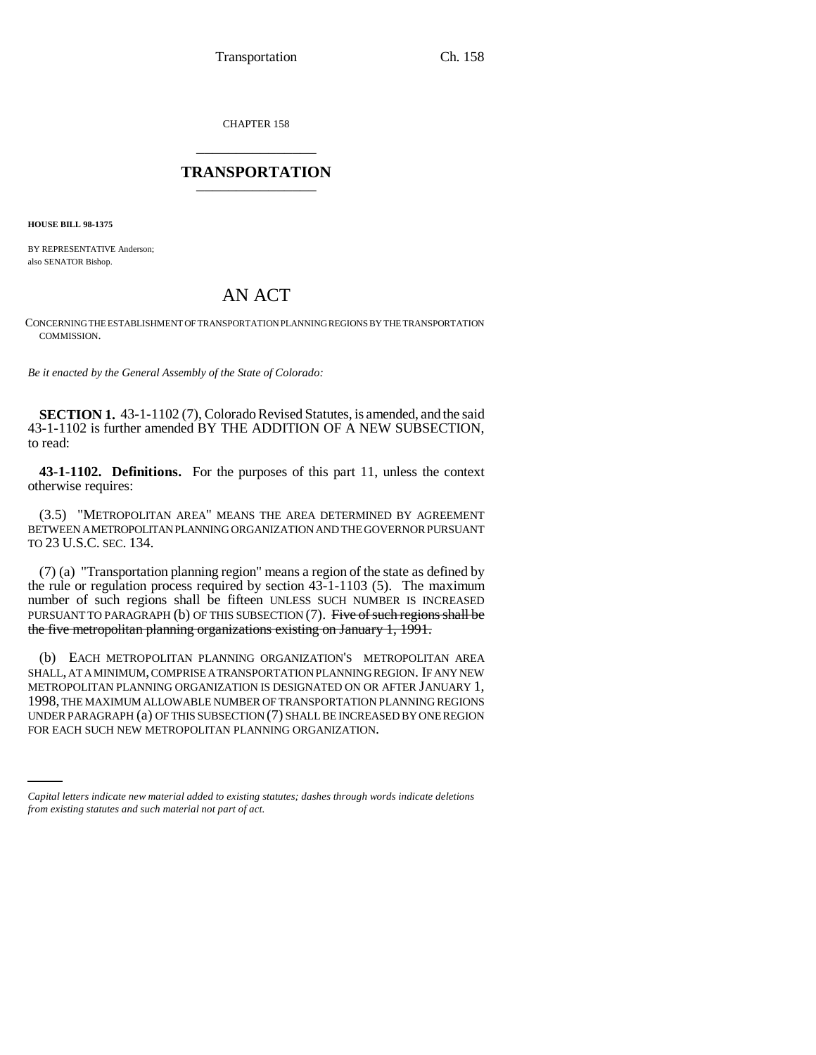CHAPTER 158

# TRANSPORTATION

**HOUSE BILL 98-1375**

BY REPRESENTATIVE Anderson;
also SENATOR Bishop.

## AN ACT

CONCERNING THE ESTABLISHMENT OF TRANSPORTATION PLANNING REGIONS BY THE TRANSPORTATION COMMISSION.

*Be it enacted by the General Assembly of the State of Colorado:*

**SECTION 1.** 43-1-1102 (7), Colorado Revised Statutes, is amended, and the said 43-1-1102 is further amended BY THE ADDITION OF A NEW SUBSECTION, to read:

**43-1-1102. Definitions.** For the purposes of this part 11, unless the context otherwise requires:

(3.5) "METROPOLITAN AREA" MEANS THE AREA DETERMINED BY AGREEMENT BETWEEN A METROPOLITAN PLANNING ORGANIZATION AND THE GOVERNOR PURSUANT TO 23 U.S.C. SEC. 134.

(7) (a) "Transportation planning region" means a region of the state as defined by the rule or regulation process required by section 43-1-1103 (5). The maximum number of such regions shall be fifteen UNLESS SUCH NUMBER IS INCREASED PURSUANT TO PARAGRAPH (b) OF THIS SUBSECTION (7). ~~Five of such regions shall be the five metropolitan planning organizations existing on January 1, 1991.~~

(b) EACH METROPOLITAN PLANNING ORGANIZATION'S METROPOLITAN AREA SHALL, AT A MINIMUM, COMPRISE A TRANSPORTATION PLANNING REGION. IF ANY NEW METROPOLITAN PLANNING ORGANIZATION IS DESIGNATED ON OR AFTER JANUARY 1, 1998, THE MAXIMUM ALLOWABLE NUMBER OF TRANSPORTATION PLANNING REGIONS UNDER PARAGRAPH (a) OF THIS SUBSECTION (7) SHALL BE INCREASED BY ONE REGION FOR EACH SUCH NEW METROPOLITAN PLANNING ORGANIZATION.

*Capital letters indicate new material added to existing statutes; dashes through words indicate deletions from existing statutes and such material not part of act.*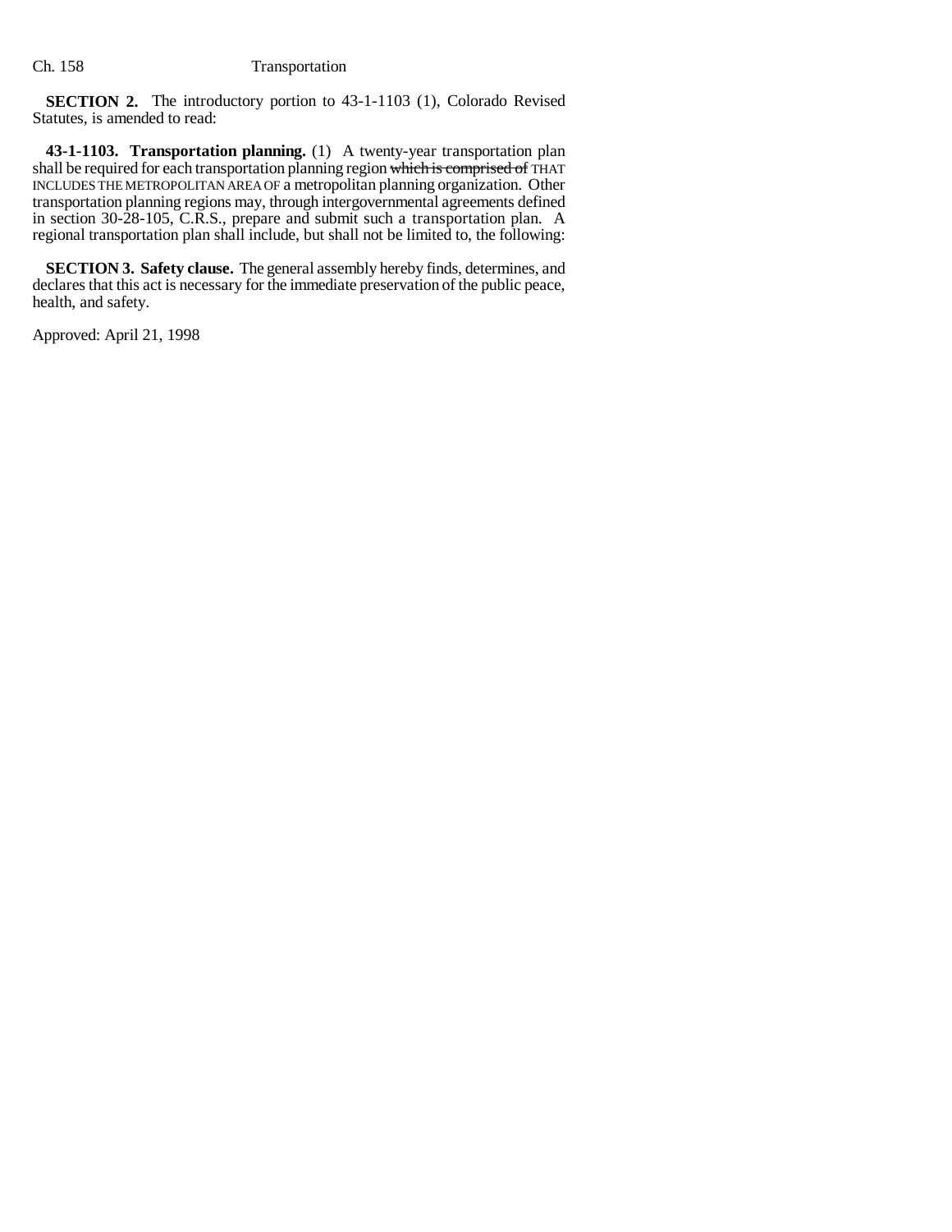**SECTION 2.** The introductory portion to 43-1-1103 (1), Colorado Revised Statutes, is amended to read:

**43-1-1103. Transportation planning.** (1) A twenty-year transportation plan shall be required for each transportation planning region ~~which is comprised of~~ THAT INCLUDES THE METROPOLITAN AREA OF a metropolitan planning organization. Other transportation planning regions may, through intergovernmental agreements defined in section 30-28-105, C.R.S., prepare and submit such a transportation plan. A regional transportation plan shall include, but shall not be limited to, the following:

**SECTION 3. Safety clause.** The general assembly hereby finds, determines, and declares that this act is necessary for the immediate preservation of the public peace, health, and safety.

Approved: April 21, 1998